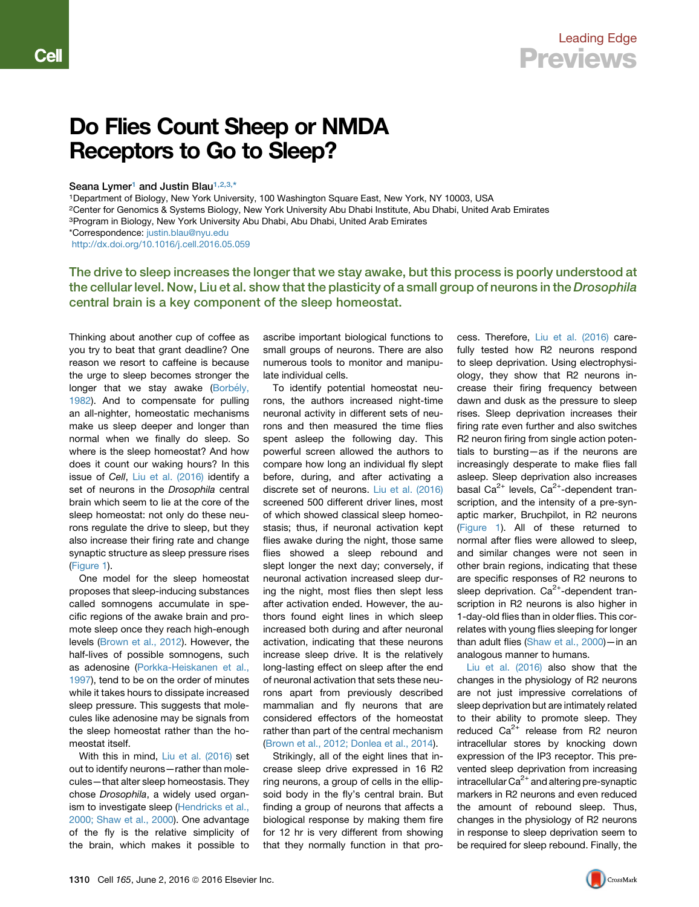# Do Flies Count Sheep or NMDA Receptors to Go to Sleep?

Seana Lymer[1] and Justin Blau[1,2,3,*]

[1]Department of Biology, New York University, 100 Washington Square East, New York, NY 10003, USA
[2]Center for Genomics & Systems Biology, New York University Abu Dhabi Institute, Abu Dhabi, United Arab Emirates
[3]Program in Biology, New York University Abu Dhabi, Abu Dhabi, United Arab Emirates
*Correspondence: justin.blau@nyu.edu
http://dx.doi.org/10.1016/j.cell.2016.05.059

**The drive to sleep increases the longer that we stay awake, but this process is poorly understood at the cellular level. Now, Liu et al. show that the plasticity of a small group of neurons in the *Drosophila* central brain is a key component of the sleep homeostat.**

Thinking about another cup of coffee as you try to beat that grant deadline? One reason we resort to caffeine is because the urge to sleep becomes stronger the longer that we stay awake (Borbély, 1982). And to compensate for pulling an all-nighter, homeostatic mechanisms make us sleep deeper and longer than normal when we finally do sleep. So where is the sleep homeostat? And how does it count our waking hours? In this issue of *Cell*, Liu et al. (2016) identify a set of neurons in the *Drosophila* central brain which seem to lie at the core of the sleep homeostat: not only do these neurons regulate the drive to sleep, but they also increase their firing rate and change synaptic structure as sleep pressure rises (Figure 1).

One model for the sleep homeostat proposes that sleep-inducing substances called somnogens accumulate in specific regions of the awake brain and promote sleep once they reach high-enough levels (Brown et al., 2012). However, the half-lives of possible somnogens, such as adenosine (Porkka-Heiskanen et al., 1997), tend to be on the order of minutes while it takes hours to dissipate increased sleep pressure. This suggests that molecules like adenosine may be signals from the sleep homeostat rather than the homeostat itself.

With this in mind, Liu et al. (2016) set out to identify neurons—rather than molecules—that alter sleep homeostasis. They chose *Drosophila*, a widely used organism to investigate sleep (Hendricks et al., 2000; Shaw et al., 2000). One advantage of the fly is the relative simplicity of the brain, which makes it possible to ascribe important biological functions to small groups of neurons. There are also numerous tools to monitor and manipulate individual cells.

To identify potential homeostat neurons, the authors increased night-time neuronal activity in different sets of neurons and then measured the time flies spent asleep the following day. This powerful screen allowed the authors to compare how long an individual fly slept before, during, and after activating a discrete set of neurons. Liu et al. (2016) screened 500 different driver lines, most of which showed classical sleep homeostasis; thus, if neuronal activation kept flies awake during the night, those same flies showed a sleep rebound and slept longer the next day; conversely, if neuronal activation increased sleep during the night, most flies then slept less after activation ended. However, the authors found eight lines in which sleep increased both during and after neuronal activation, indicating that these neurons increase sleep drive. It is the relatively long-lasting effect on sleep after the end of neuronal activation that sets these neurons apart from previously described mammalian and fly neurons that are considered effectors of the homeostat rather than part of the central mechanism (Brown et al., 2012; Donlea et al., 2014).

Strikingly, all of the eight lines that increase sleep drive expressed in 16 R2 ring neurons, a group of cells in the ellipsoid body in the fly's central brain. But finding a group of neurons that affects a biological response by making them fire for 12 hr is very different from showing that they normally function in that process. Therefore, Liu et al. (2016) carefully tested how R2 neurons respond to sleep deprivation. Using electrophysiology, they show that R2 neurons increase their firing frequency between dawn and dusk as the pressure to sleep rises. Sleep deprivation increases their firing rate even further and also switches R2 neuron firing from single action potentials to bursting—as if the neurons are increasingly desperate to make flies fall asleep. Sleep deprivation also increases basal $Ca^{2+}$ levels, $Ca^{2+}$-dependent transcription, and the intensity of a pre-synaptic marker, Bruchpilot, in R2 neurons (Figure 1). All of these returned to normal after flies were allowed to sleep, and similar changes were not seen in other brain regions, indicating that these are specific responses of R2 neurons to sleep deprivation. $Ca^{2+}$-dependent transcription in R2 neurons is also higher in 1-day-old flies than in older flies. This correlates with young flies sleeping for longer than adult flies (Shaw et al., 2000)—in an analogous manner to humans.

Liu et al. (2016) also show that the changes in the physiology of R2 neurons are not just impressive correlations of sleep deprivation but are intimately related to their ability to promote sleep. They reduced $Ca^{2+}$ release from R2 neuron intracellular stores by knocking down expression of the IP3 receptor. This prevented sleep deprivation from increasing intracellular $Ca^{2+}$ and altering pre-synaptic markers in R2 neurons and even reduced the amount of rebound sleep. Thus, changes in the physiology of R2 neurons in response to sleep deprivation seem to be required for sleep rebound. Finally, the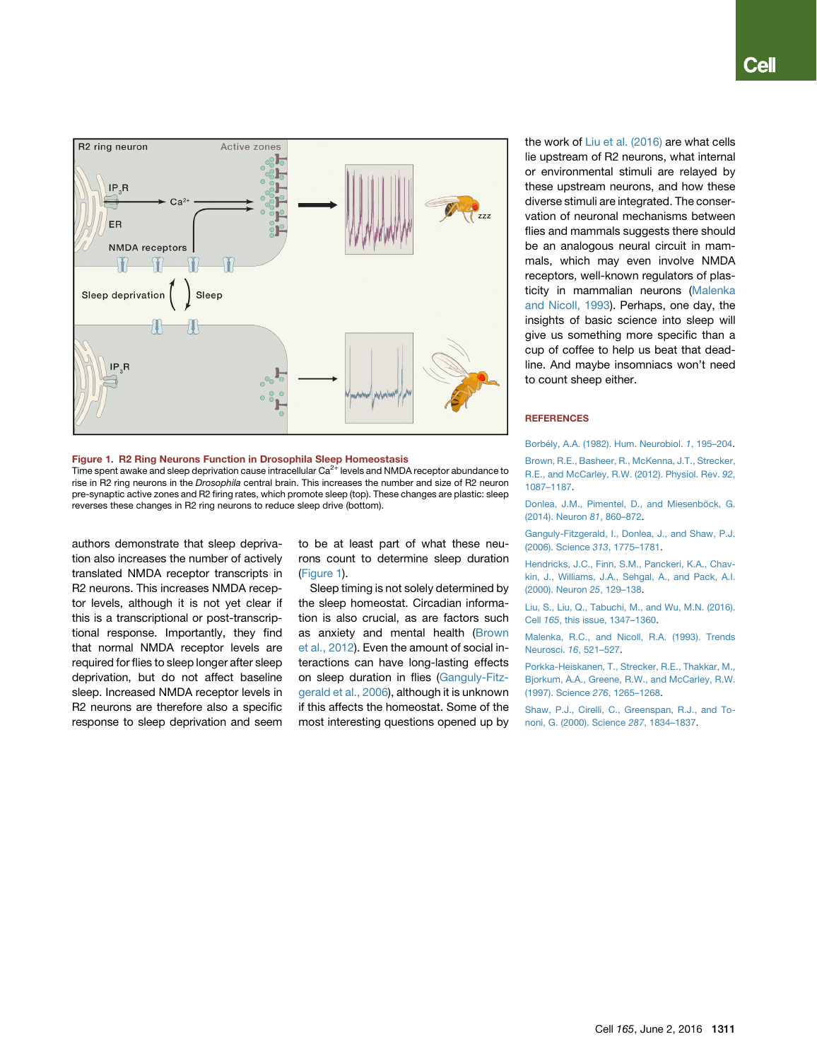R2 ring neuron

Active zones

$IP_3R$

$Ca^{2+}$

ER

NMDA receptors

Sleep deprivation

Sleep

$IP_3R$

zzz

**Figure 1. R2 Ring Neurons Function in Drosophila Sleep Homeostasis**

Time spent awake and sleep deprivation cause intracellular $Ca^{2+}$ levels and NMDA receptor abundance to rise in R2 ring neurons in the *Drosophila* central brain. This increases the number and size of R2 neuron pre-synaptic active zones and R2 firing rates, which promote sleep (top). These changes are plastic: sleep reverses these changes in R2 ring neurons to reduce sleep drive (bottom).

authors demonstrate that sleep deprivation also increases the number of actively translated NMDA receptor transcripts in R2 neurons. This increases NMDA receptor levels, although it is not yet clear if this is a transcriptional or post-transcriptional response. Importantly, they find that normal NMDA receptor levels are required for flies to sleep longer after sleep deprivation, but do not affect baseline sleep. Increased NMDA receptor levels in R2 neurons are therefore also a specific response to sleep deprivation and seem to be at least part of what these neurons count to determine sleep duration (Figure 1).

Sleep timing is not solely determined by the sleep homeostat. Circadian information is also crucial, as are factors such as anxiety and mental health (Brown et al., 2012). Even the amount of social interactions can have long-lasting effects on sleep duration in flies (Ganguly-Fitzgerald et al., 2006), although it is unknown if this affects the homeostat. Some of the most interesting questions opened up by the work of Liu et al. (2016) are what cells lie upstream of R2 neurons, what internal or environmental stimuli are relayed by these upstream neurons, and how these diverse stimuli are integrated. The conservation of neuronal mechanisms between flies and mammals suggests there should be an analogous neural circuit in mammals, which may even involve NMDA receptors, well-known regulators of plasticity in mammalian neurons (Malenka and Nicoll, 1993). Perhaps, one day, the insights of basic science into sleep will give us something more specific than a cup of coffee to help us beat that deadline. And maybe insomniacs won't need to count sheep either.

## REFERENCES

Borbély, A.A. (1982). Hum. Neurobiol. *1*, 195–204.

Brown, R.E., Basheer, R., McKenna, J.T., Strecker, R.E., and McCarley, R.W. (2012). Physiol. Rev. *92*, 1087–1187.

Donlea, J.M., Pimentel, D., and Miesenböck, G. (2014). Neuron *81*, 860–872.

Ganguly-Fitzgerald, I., Donlea, J., and Shaw, P.J. (2006). Science *313*, 1775–1781.

Hendricks, J.C., Finn, S.M., Panckeri, K.A., Chavkin, J., Williams, J.A., Sehgal, A., and Pack, A.I. (2000). Neuron *25*, 129–138.

Liu, S., Liu, Q., Tabuchi, M., and Wu, M.N. (2016). Cell *165*, this issue, 1347–1360.

Malenka, R.C., and Nicoll, R.A. (1993). Trends Neurosci. *16*, 521–527.

Porkka-Heiskanen, T., Strecker, R.E., Thakkar, M., Bjorkum, A.A., Greene, R.W., and McCarley, R.W. (1997). Science *276*, 1265–1268.

Shaw, P.J., Cirelli, C., Greenspan, R.J., and Tononi, G. (2000). Science *287*, 1834–1837.